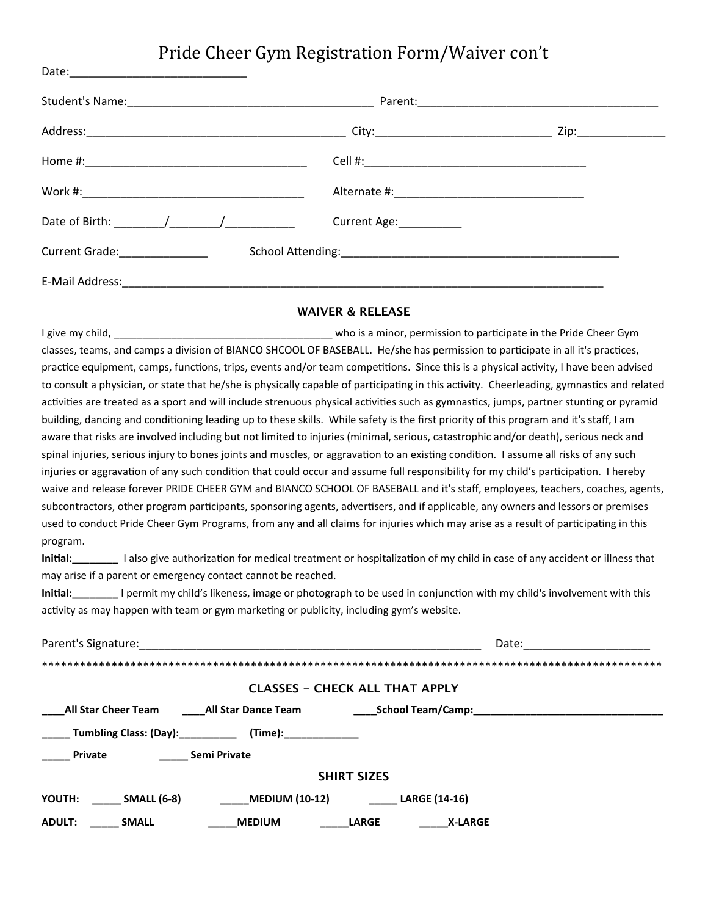# Pride Cheer Gym Registration Form/Waiver con't

Date:___________________________

Student's Name:_______________________________________ Parent:_______________________________________

Address:__________________________________________ City:____________________________ Zip:______________

Home #:___________________________________ Cell #:___________________________________

Work #:___________________________________ Alternate #:_____________________________

Date of Birth: ________/________/___________ Current Age:__________

Current Grade:______________ School Attending:_____________________________________________

E-Mail Address:_____________________________________________________________________________

## WAIVER & RELEASE

I give my child, _____________________________________ who is a minor, permission to participate in the Pride Cheer Gym classes, teams, and camps a division of BIANCO SHCOOL OF BASEBALL. He/she has permission to participate in all it's practices, practice equipment, camps, functions, trips, events and/or team competitions. Since this is a physical activity, I have been advised to consult a physician, or state that he/she is physically capable of participating in this activity. Cheerleading, gymnastics and related activities are treated as a sport and will include strenuous physical activities such as gymnastics, jumps, partner stunting or pyramid building, dancing and conditioning leading up to these skills. While safety is the first priority of this program and it's staff, I am aware that risks are involved including but not limited to injuries (minimal, serious, catastrophic and/or death), serious neck and spinal injuries, serious injury to bones joints and muscles, or aggravation to an existing condition. I assume all risks of any such injuries or aggravation of any such condition that could occur and assume full responsibility for my child's participation. I hereby waive and release forever PRIDE CHEER GYM and BIANCO SCHOOL OF BASEBALL and it's staff, employees, teachers, coaches, agents, subcontractors, other program participants, sponsoring agents, advertisers, and if applicable, any owners and lessors or premises used to conduct Pride Cheer Gym Programs, from any and all claims for injuries which may arise as a result of participating in this program.

**Initial:________** I also give authorization for medical treatment or hospitalization of my child in case of any accident or illness that may arise if a parent or emergency contact cannot be reached.

**Initial:________** I permit my child's likeness, image or photograph to be used in conjunction with my child's involvement with this activity as may happen with team or gym marketing or publicity, including gym's website.

Parent's Signature:________________________________________________________ Date:____________________

****************************************************************************************************

## CLASSES - CHECK ALL THAT APPLY

**____All Star Cheer Team** **____All Star Dance Team** **____School Team/Camp:________________________________**

**_____ Tumbling Class: (Day):__________ (Time):_____________**

**_____ Private** **_____ Semi Private**

## SHIRT SIZES

**YOUTH: _____ SMALL (6-8) _____MEDIUM (10-12) _____ LARGE (14-16)**

**ADULT: _____ SMALL _____MEDIUM _____LARGE _____X-LARGE**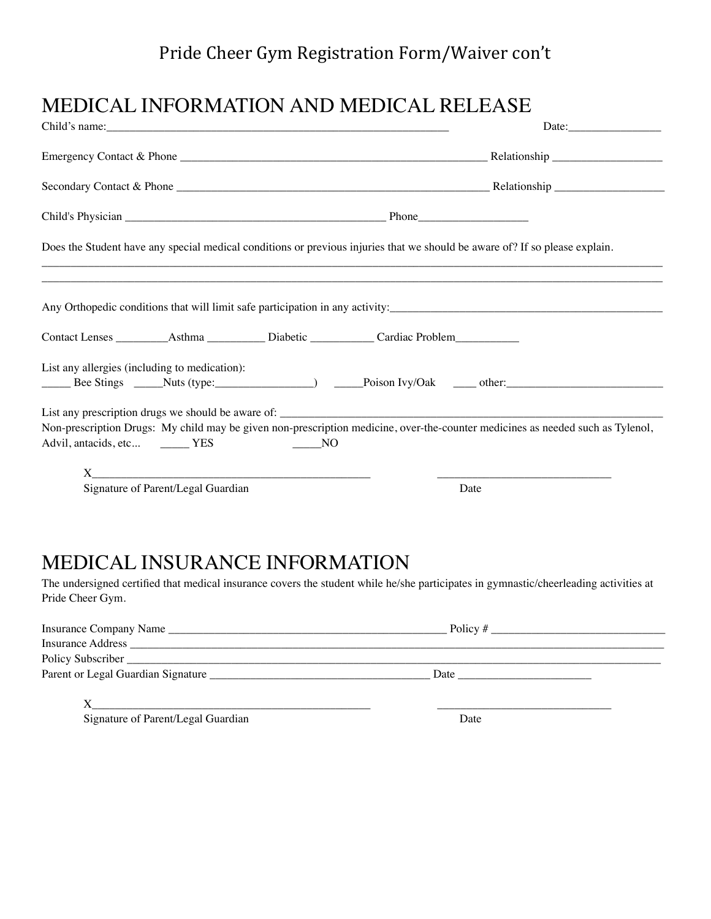# Pride Cheer Gym Registration Form/Waiver con't

## MEDICAL INFORMATION AND MEDICAL RELEASE

Child's name:_____________________________________________________________ Date:________________

Emergency Contact & Phone ________________________________________________________ Relationship ___________________

Secondary Contact & Phone ________________________________________________________ Relationship ___________________

Child's Physician _______________________________________________ Phone___________________

Does the Student have any special medical conditions or previous injuries that we should be aware of? If so please explain.

________________________________________________________________________________________________________

________________________________________________________________________________________________________

Any Orthopedic conditions that will limit safe participation in any activity:_________________________________________________

Contact Lenses _________Asthma __________ Diabetic ___________ Cardiac Problem___________

List any allergies (including to medication):
_____ Bee Stings _____Nuts (type:_________________) _____Poison Ivy/Oak ____ other:___________________________

List any prescription drugs we should be aware of: _____________________________________________________________________
Non-prescription Drugs: My child may be given non-prescription medicine, over-the-counter medicines as needed such as Tylenol, Advil, antacids, etc... _____ YES _____NO

X_________________________________________________ ______________________________
Signature of Parent/Legal Guardian Date

## MEDICAL INSURANCE INFORMATION

The undersigned certified that medical insurance covers the student while he/she participates in gymnastic/cheerleading activities at Pride Cheer Gym.

Insurance Company Name __________________________________________________ Policy # ______________________________
Insurance Address _____________________________________________________________________________________________
Policy Subscriber ______________________________________________________________________________________________
Parent or Legal Guardian Signature _______________________________________ Date _______________________

X_________________________________________________ ______________________________
Signature of Parent/Legal Guardian Date